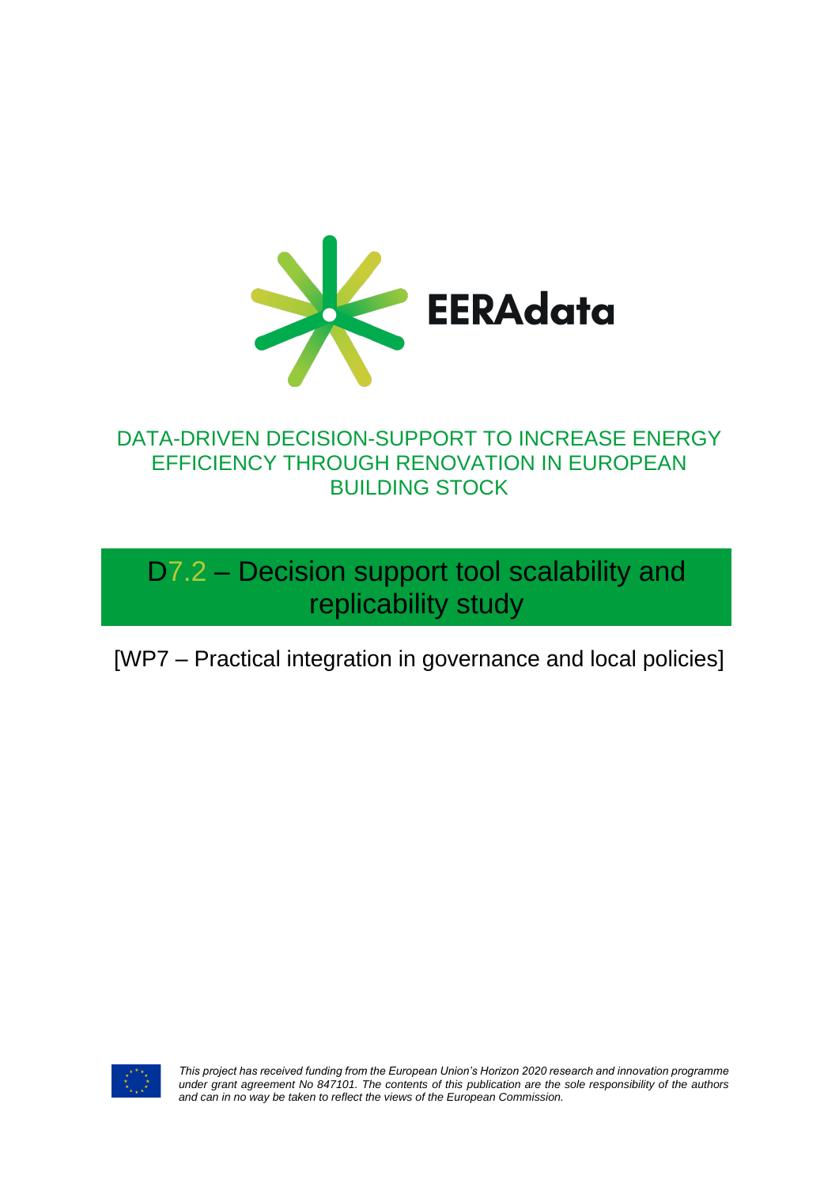EERAdata

DATA-DRIVEN DECISION-SUPPORT TO INCREASE ENERGY EFFICIENCY THROUGH RENOVATION IN EUROPEAN BUILDING STOCK

# D7.2 – Decision support tool scalability and replicability study

[WP7 – Practical integration in governance and local policies]

*This project has received funding from the European Union's Horizon 2020 research and innovation programme under grant agreement No 847101. The contents of this publication are the sole responsibility of the authors and can in no way be taken to reflect the views of the European Commission.*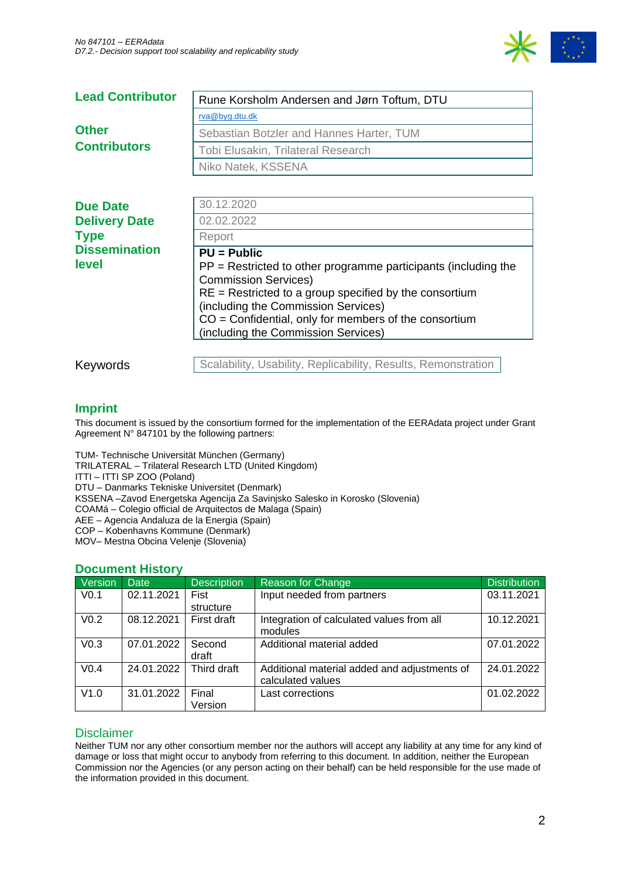| Lead Contributor | Rune Korsholm Andersen and Jørn Toftum, DTU |
|---|---|
| | rva@byg.dtu.dk |
| Other Contributors | Sebastian Botzler and Hannes Harter, TUM |
| | Tobi Elusakin, Trilateral Research |
| | Niko Natek, KSSENA |

| Due Date | 30.12.2020 |
|---|---|
| Delivery Date | 02.02.2022 |
| Type | Report |
| Dissemination level | **PU = Public**<br>PP = Restricted to other programme participants (including the Commission Services)<br>RE = Restricted to a group specified by the consortium (including the Commission Services)<br>CO = Confidential, only for members of the consortium (including the Commission Services) |

| Keywords | Scalability, Usability, Replicability, Results, Remonstration |
|---|---|

## Imprint

This document is issued by the consortium formed for the implementation of the EERAdata project under Grant Agreement N° 847101 by the following partners:

TUM- Technische Universität München (Germany)
TRILATERAL – Trilateral Research LTD (United Kingdom)
ITTI – ITTI SP ZOO (Poland)
DTU – Danmarks Tekniske Universitet (Denmark)
KSSENA –Zavod Energetska Agencija Za Savinjsko Salesko in Korosko (Slovenia)
COAMá – Colegio official de Arquitectos de Malaga (Spain)
AEE – Agencia Andaluza de la Energia (Spain)
COP – Kobenhavns Kommune (Denmark)
MOV– Mestna Obcina Velenje (Slovenia)

## Document History

| Version | Date | Description | Reason for Change | Distribution |
|---|---|---|---|---|
| V0.1 | 02.11.2021 | Fist structure | Input needed from partners | 03.11.2021 |
| V0.2 | 08.12.2021 | First draft | Integration of calculated values from all modules | 10.12.2021 |
| V0.3 | 07.01.2022 | Second draft | Additional material added | 07.01.2022 |
| V0.4 | 24.01.2022 | Third draft | Additional material added and adjustments of calculated values | 24.01.2022 |
| V1.0 | 31.01.2022 | Final Version | Last corrections | 01.02.2022 |

## Disclaimer

Neither TUM nor any other consortium member nor the authors will accept any liability at any time for any kind of damage or loss that might occur to anybody from referring to this document. In addition, neither the European Commission nor the Agencies (or any person acting on their behalf) can be held responsible for the use made of the information provided in this document.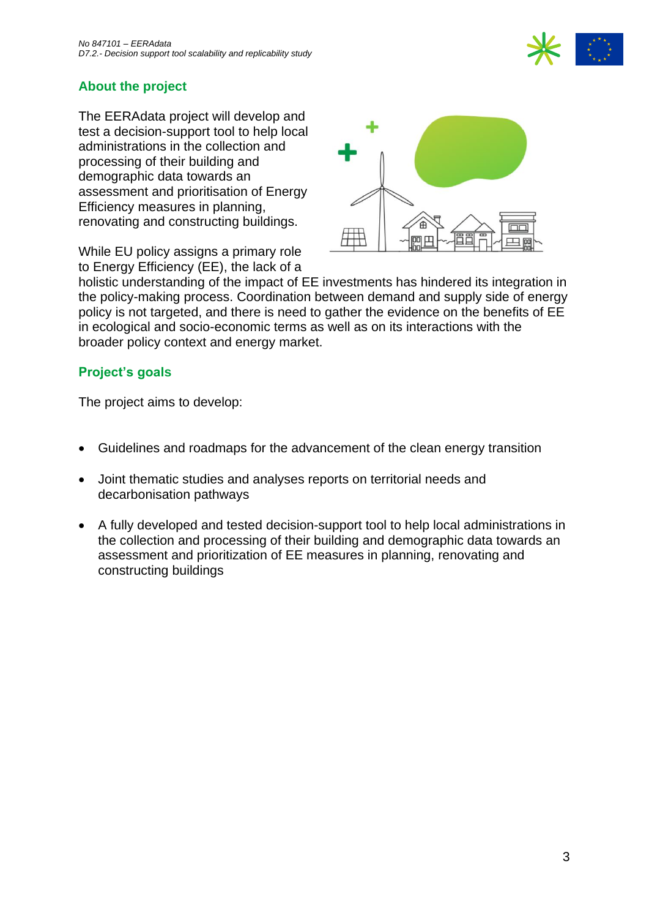## About the project

The EERAdata project will develop and test a decision-support tool to help local administrations in the collection and processing of their building and demographic data towards an assessment and prioritisation of Energy Efficiency measures in planning, renovating and constructing buildings.

While EU policy assigns a primary role to Energy Efficiency (EE), the lack of a holistic understanding of the impact of EE investments has hindered its integration in the policy-making process. Coordination between demand and supply side of energy policy is not targeted, and there is need to gather the evidence on the benefits of EE in ecological and socio-economic terms as well as on its interactions with the broader policy context and energy market.

## Project's goals

The project aims to develop:

- Guidelines and roadmaps for the advancement of the clean energy transition
- Joint thematic studies and analyses reports on territorial needs and decarbonisation pathways
- A fully developed and tested decision-support tool to help local administrations in the collection and processing of their building and demographic data towards an assessment and prioritization of EE measures in planning, renovating and constructing buildings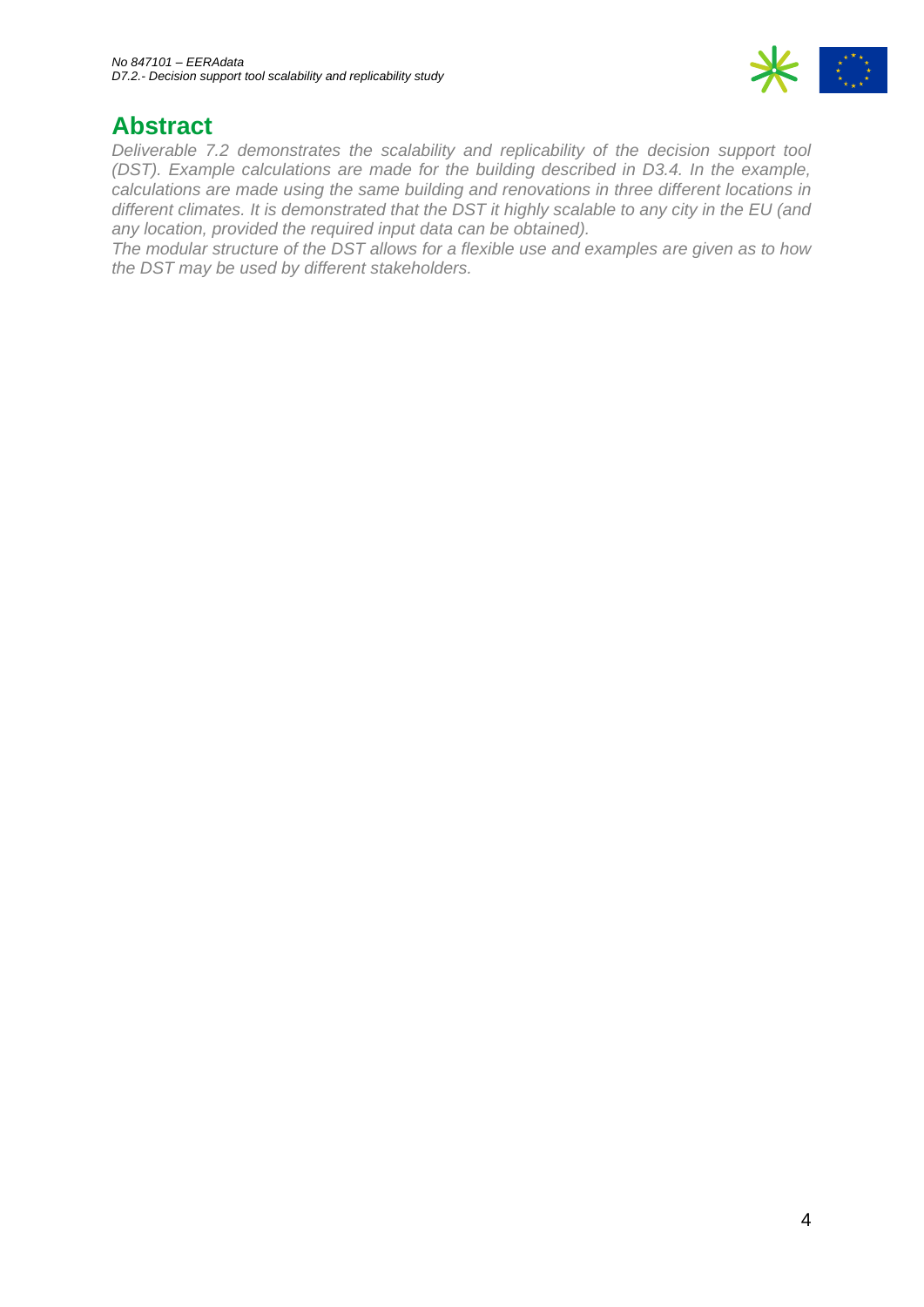# Abstract

*Deliverable 7.2 demonstrates the scalability and replicability of the decision support tool (DST). Example calculations are made for the building described in D3.4. In the example, calculations are made using the same building and renovations in three different locations in different climates. It is demonstrated that the DST it highly scalable to any city in the EU (and any location, provided the required input data can be obtained).*

*The modular structure of the DST allows for a flexible use and examples are given as to how the DST may be used by different stakeholders.*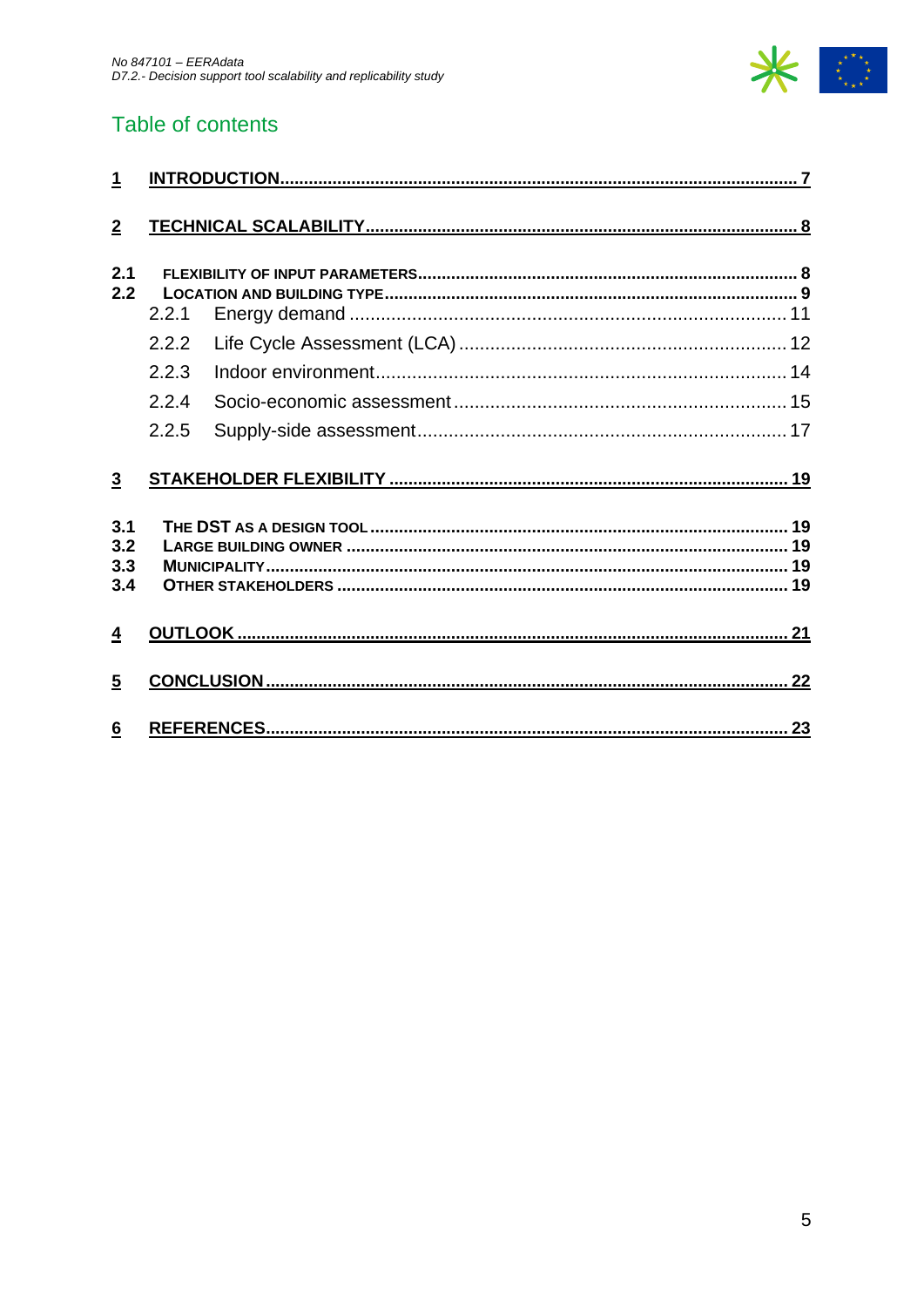## Table of contents

1 INTRODUCTION ........................................................................ 7

2 TECHNICAL SCALABILITY ........................................................ 8

2.1 FLEXIBILITY OF INPUT PARAMETERS ........................................ 8
2.2 LOCATION AND BUILDING TYPE ................................................ 9
2.2.1 Energy demand ...................................................................... 11
2.2.2 Life Cycle Assessment (LCA) ................................................ 12
2.2.3 Indoor environment ............................................................... 14
2.2.4 Socio-economic assessment ................................................. 15
2.2.5 Supply-side assessment ........................................................ 17

3 STAKEHOLDER FLEXIBILITY ..................................................... 19

3.1 THE DST AS A DESIGN TOOL .................................................. 19
3.2 LARGE BUILDING OWNER ....................................................... 19
3.3 MUNICIPALITY ......................................................................... 19
3.4 OTHER STAKEHOLDERS .......................................................... 19

4 OUTLOOK ................................................................................... 21

5 CONCLUSION .............................................................................. 22

6 REFERENCES .............................................................................. 23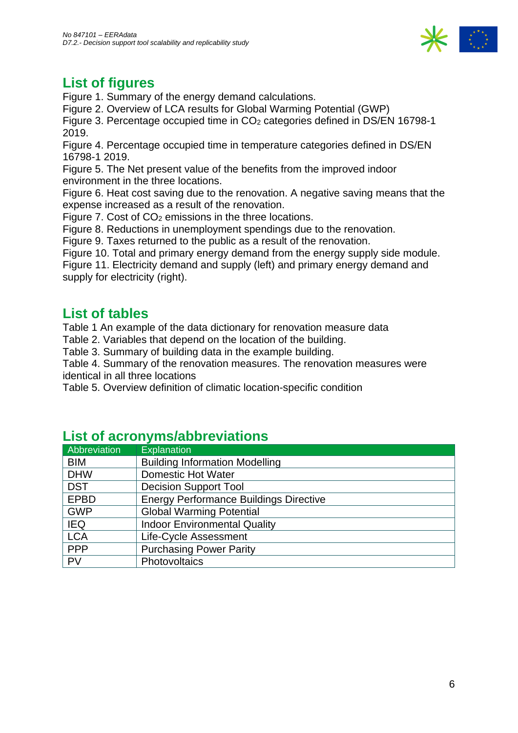## List of figures

Figure 1. Summary of the energy demand calculations.
Figure 2. Overview of LCA results for Global Warming Potential (GWP)
Figure 3. Percentage occupied time in $CO_2$ categories defined in DS/EN 16798-1 2019.
Figure 4. Percentage occupied time in temperature categories defined in DS/EN 16798-1 2019.
Figure 5. The Net present value of the benefits from the improved indoor environment in the three locations.
Figure 6. Heat cost saving due to the renovation. A negative saving means that the expense increased as a result of the renovation.
Figure 7. Cost of $CO_2$ emissions in the three locations.
Figure 8. Reductions in unemployment spendings due to the renovation.
Figure 9. Taxes returned to the public as a result of the renovation.
Figure 10. Total and primary energy demand from the energy supply side module.
Figure 11. Electricity demand and supply (left) and primary energy demand and supply for electricity (right).

## List of tables

Table 1 An example of the data dictionary for renovation measure data
Table 2. Variables that depend on the location of the building.
Table 3. Summary of building data in the example building.
Table 4. Summary of the renovation measures. The renovation measures were identical in all three locations
Table 5. Overview definition of climatic location-specific condition

## List of acronyms/abbreviations

| Abbreviation | Explanation |
|---|---|
| BIM | Building Information Modelling |
| DHW | Domestic Hot Water |
| DST | Decision Support Tool |
| EPBD | Energy Performance Buildings Directive |
| GWP | Global Warming Potential |
| IEQ | Indoor Environmental Quality |
| LCA | Life-Cycle Assessment |
| PPP | Purchasing Power Parity |
| PV | Photovoltaics |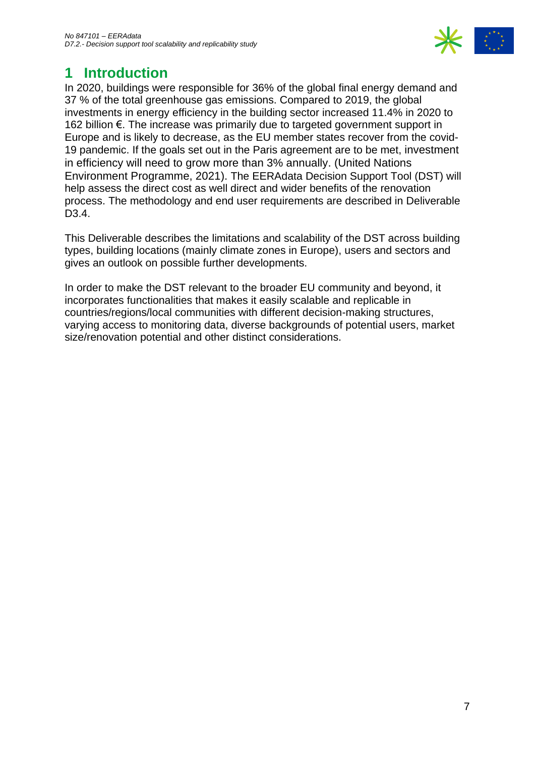# 1 Introduction

In 2020, buildings were responsible for 36% of the global final energy demand and 37 % of the total greenhouse gas emissions. Compared to 2019, the global investments in energy efficiency in the building sector increased 11.4% in 2020 to 162 billion €. The increase was primarily due to targeted government support in Europe and is likely to decrease, as the EU member states recover from the covid-19 pandemic. If the goals set out in the Paris agreement are to be met, investment in efficiency will need to grow more than 3% annually. (United Nations Environment Programme, 2021). The EERAdata Decision Support Tool (DST) will help assess the direct cost as well direct and wider benefits of the renovation process. The methodology and end user requirements are described in Deliverable D3.4.

This Deliverable describes the limitations and scalability of the DST across building types, building locations (mainly climate zones in Europe), users and sectors and gives an outlook on possible further developments.

In order to make the DST relevant to the broader EU community and beyond, it incorporates functionalities that makes it easily scalable and replicable in countries/regions/local communities with different decision-making structures, varying access to monitoring data, diverse backgrounds of potential users, market size/renovation potential and other distinct considerations.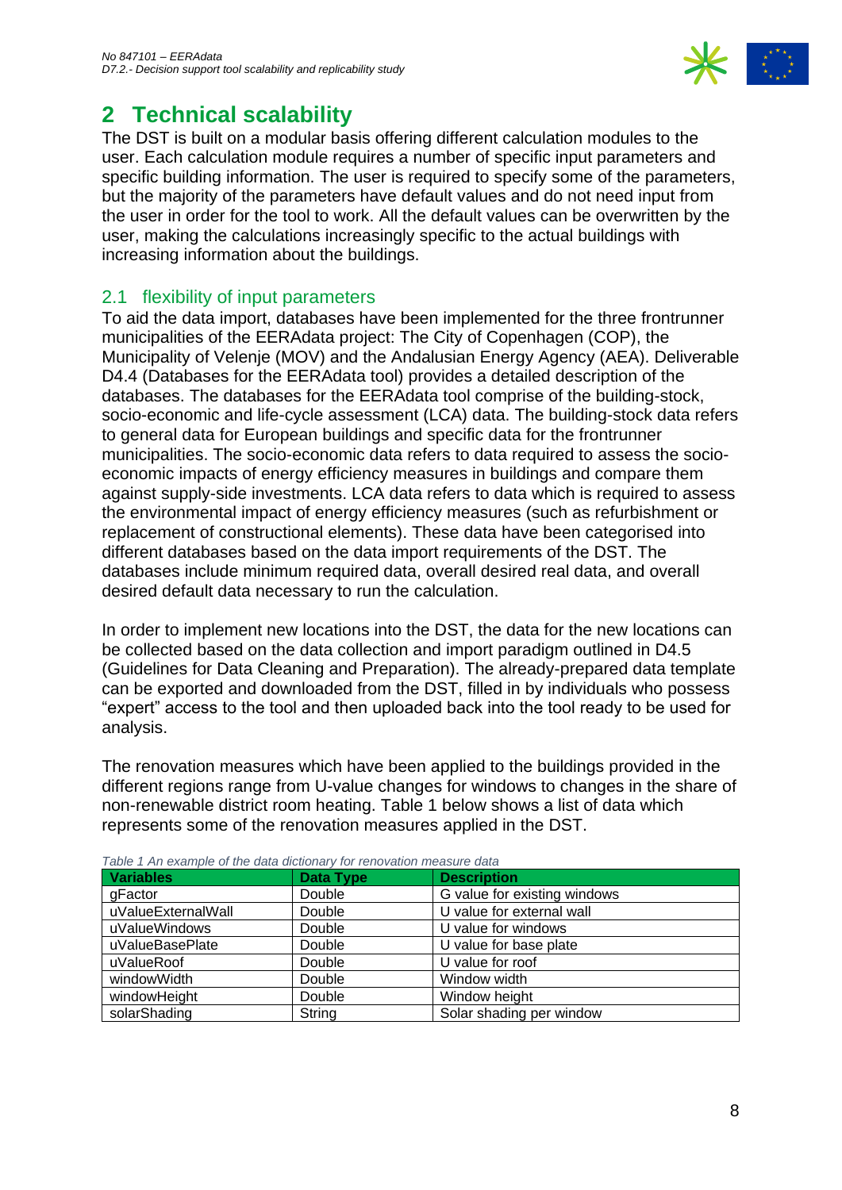# 2 Technical scalability

The DST is built on a modular basis offering different calculation modules to the user. Each calculation module requires a number of specific input parameters and specific building information. The user is required to specify some of the parameters, but the majority of the parameters have default values and do not need input from the user in order for the tool to work. All the default values can be overwritten by the user, making the calculations increasingly specific to the actual buildings with increasing information about the buildings.

## 2.1 flexibility of input parameters

To aid the data import, databases have been implemented for the three frontrunner municipalities of the EERAdata project: The City of Copenhagen (COP), the Municipality of Velenje (MOV) and the Andalusian Energy Agency (AEA). Deliverable D4.4 (Databases for the EERAdata tool) provides a detailed description of the databases. The databases for the EERAdata tool comprise of the building-stock, socio-economic and life-cycle assessment (LCA) data. The building-stock data refers to general data for European buildings and specific data for the frontrunner municipalities. The socio-economic data refers to data required to assess the socio-economic impacts of energy efficiency measures in buildings and compare them against supply-side investments. LCA data refers to data which is required to assess the environmental impact of energy efficiency measures (such as refurbishment or replacement of constructional elements). These data have been categorised into different databases based on the data import requirements of the DST. The databases include minimum required data, overall desired real data, and overall desired default data necessary to run the calculation.

In order to implement new locations into the DST, the data for the new locations can be collected based on the data collection and import paradigm outlined in D4.5 (Guidelines for Data Cleaning and Preparation). The already-prepared data template can be exported and downloaded from the DST, filled in by individuals who possess "expert" access to the tool and then uploaded back into the tool ready to be used for analysis.

The renovation measures which have been applied to the buildings provided in the different regions range from U-value changes for windows to changes in the share of non-renewable district room heating. Table 1 below shows a list of data which represents some of the renovation measures applied in the DST.

*Table 1 An example of the data dictionary for renovation measure data*

| Variables | Data Type | Description |
|---|---|---|
| gFactor | Double | G value for existing windows |
| uValueExternalWall | Double | U value for external wall |
| uValueWindows | Double | U value for windows |
| uValueBasePlate | Double | U value for base plate |
| uValueRoof | Double | U value for roof |
| windowWidth | Double | Window width |
| windowHeight | Double | Window height |
| solarShading | String | Solar shading per window |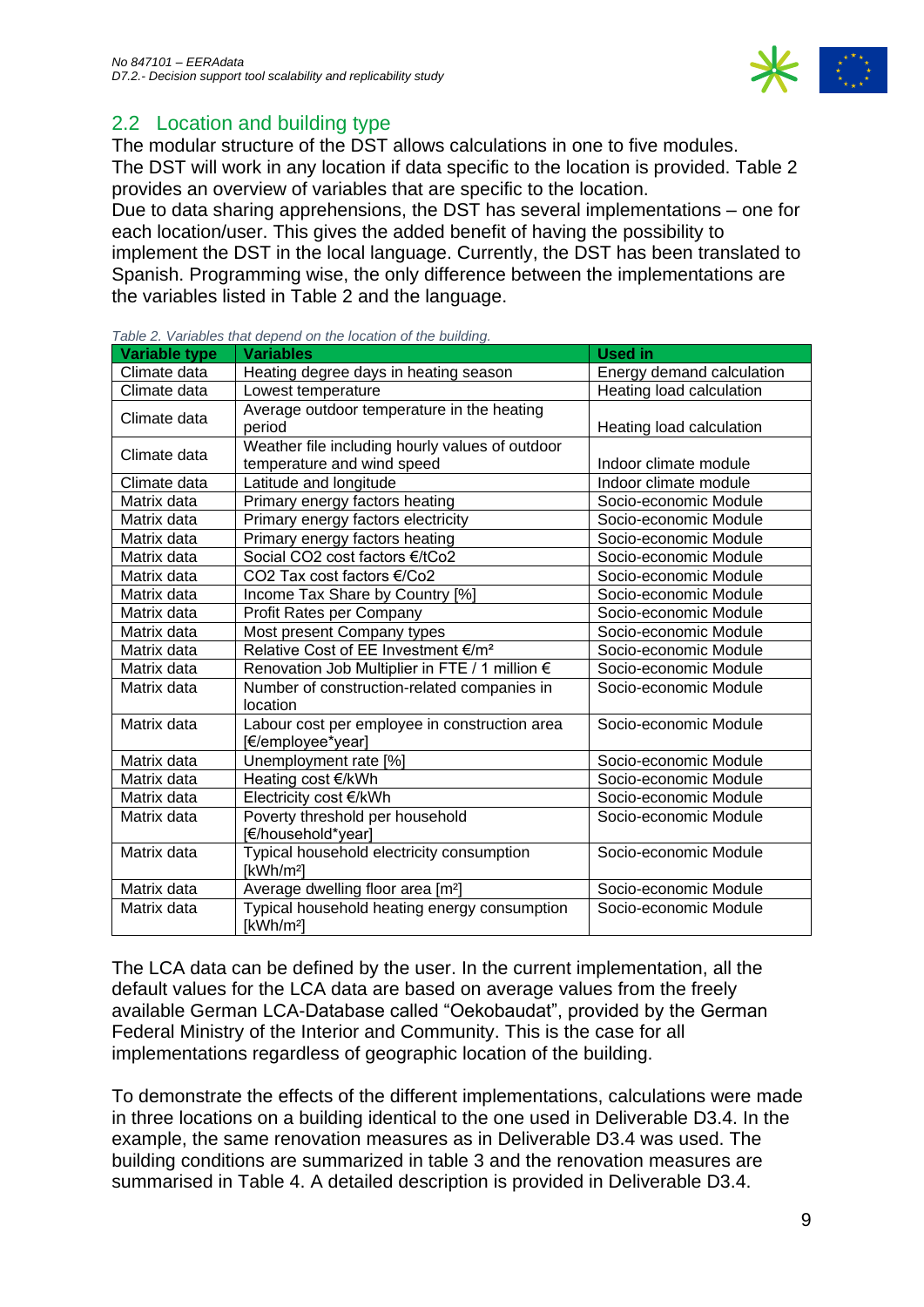## 2.2 Location and building type

The modular structure of the DST allows calculations in one to five modules.
The DST will work in any location if data specific to the location is provided. Table 2 provides an overview of variables that are specific to the location.
Due to data sharing apprehensions, the DST has several implementations – one for each location/user. This gives the added benefit of having the possibility to implement the DST in the local language. Currently, the DST has been translated to Spanish. Programming wise, the only difference between the implementations are the variables listed in Table 2 and the language.

*Table 2. Variables that depend on the location of the building.*

| Variable type | Variables | Used in |
|---|---|---|
| Climate data | Heating degree days in heating season | Energy demand calculation |
| Climate data | Lowest temperature | Heating load calculation |
| Climate data | Average outdoor temperature in the heating period | Heating load calculation |
| Climate data | Weather file including hourly values of outdoor temperature and wind speed | Indoor climate module |
| Climate data | Latitude and longitude | Indoor climate module |
| Matrix data | Primary energy factors heating | Socio-economic Module |
| Matrix data | Primary energy factors electricity | Socio-economic Module |
| Matrix data | Primary energy factors heating | Socio-economic Module |
| Matrix data | Social CO2 cost factors €/tCo2 | Socio-economic Module |
| Matrix data | CO2 Tax cost factors €/Co2 | Socio-economic Module |
| Matrix data | Income Tax Share by Country [%] | Socio-economic Module |
| Matrix data | Profit Rates per Company | Socio-economic Module |
| Matrix data | Most present Company types | Socio-economic Module |
| Matrix data | Relative Cost of EE Investment €/m² | Socio-economic Module |
| Matrix data | Renovation Job Multiplier in FTE / 1 million € | Socio-economic Module |
| Matrix data | Number of construction-related companies in location | Socio-economic Module |
| Matrix data | Labour cost per employee in construction area [€/employee*year] | Socio-economic Module |
| Matrix data | Unemployment rate [%] | Socio-economic Module |
| Matrix data | Heating cost €/kWh | Socio-economic Module |
| Matrix data | Electricity cost €/kWh | Socio-economic Module |
| Matrix data | Poverty threshold per household [€/household*year] | Socio-economic Module |
| Matrix data | Typical household electricity consumption [kWh/m²] | Socio-economic Module |
| Matrix data | Average dwelling floor area [m²] | Socio-economic Module |
| Matrix data | Typical household heating energy consumption [kWh/m²] | Socio-economic Module |

The LCA data can be defined by the user. In the current implementation, all the default values for the LCA data are based on average values from the freely available German LCA-Database called "Oekobaudat", provided by the German Federal Ministry of the Interior and Community. This is the case for all implementations regardless of geographic location of the building.

To demonstrate the effects of the different implementations, calculations were made in three locations on a building identical to the one used in Deliverable D3.4. In the example, the same renovation measures as in Deliverable D3.4 was used. The building conditions are summarized in table 3 and the renovation measures are summarised in Table 4. A detailed description is provided in Deliverable D3.4.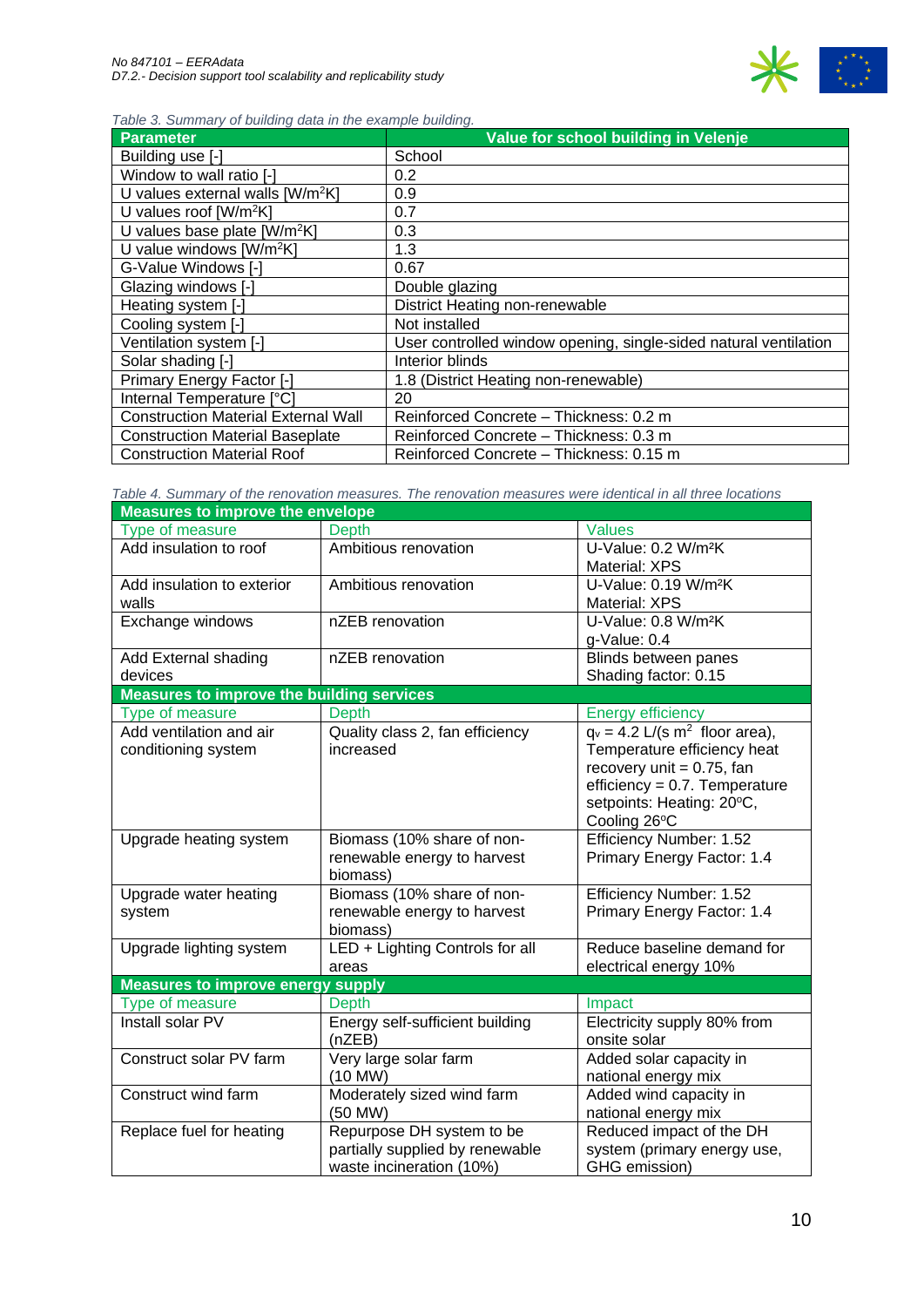*Table 3. Summary of building data in the example building.*

| Parameter | Value for school building in Velenje |
|---|---|
| Building use [-] | School |
| Window to wall ratio [-] | 0.2 |
| U values external walls [W/m²K] | 0.9 |
| U values roof [W/m²K] | 0.7 |
| U values base plate [W/m²K] | 0.3 |
| U value windows [W/m²K] | 1.3 |
| G-Value Windows [-] | 0.67 |
| Glazing windows [-] | Double glazing |
| Heating system [-] | District Heating non-renewable |
| Cooling system [-] | Not installed |
| Ventilation system [-] | User controlled window opening, single-sided natural ventilation |
| Solar shading [-] | Interior blinds |
| Primary Energy Factor [-] | 1.8 (District Heating non-renewable) |
| Internal Temperature [°C] | 20 |
| Construction Material External Wall | Reinforced Concrete – Thickness: 0.2 m |
| Construction Material Baseplate | Reinforced Concrete – Thickness: 0.3 m |
| Construction Material Roof | Reinforced Concrete – Thickness: 0.15 m |

*Table 4. Summary of the renovation measures. The renovation measures were identical in all three locations*

| **Measures to improve the envelope** | | |
|---|---|---|
| Type of measure | Depth | Values |
| Add insulation to roof | Ambitious renovation | U-Value: 0.2 W/m²K<br>Material: XPS |
| Add insulation to exterior walls | Ambitious renovation | U-Value: 0.19 W/m²K<br>Material: XPS |
| Exchange windows | nZEB renovation | U-Value: 0.8 W/m²K<br>g-Value: 0.4 |
| Add External shading devices | nZEB renovation | Blinds between panes<br>Shading factor: 0.15 |
| **Measures to improve the building services** | | |
| Type of measure | Depth | Energy efficiency |
| Add ventilation and air conditioning system | Quality class 2, fan efficiency increased | $q_v$ = 4.2 L/(s m² floor area), Temperature efficiency heat recovery unit = 0.75, fan efficiency = 0.7. Temperature setpoints: Heating: 20°C, Cooling 26°C |
| Upgrade heating system | Biomass (10% share of non-renewable energy to harvest biomass) | Efficiency Number: 1.52<br>Primary Energy Factor: 1.4 |
| Upgrade water heating system | Biomass (10% share of non-renewable energy to harvest biomass) | Efficiency Number: 1.52<br>Primary Energy Factor: 1.4 |
| Upgrade lighting system | LED + Lighting Controls for all areas | Reduce baseline demand for electrical energy 10% |
| **Measures to improve energy supply** | | |
| Type of measure | Depth | Impact |
| Install solar PV | Energy self-sufficient building (nZEB) | Electricity supply 80% from onsite solar |
| Construct solar PV farm | Very large solar farm (10 MW) | Added solar capacity in national energy mix |
| Construct wind farm | Moderately sized wind farm (50 MW) | Added wind capacity in national energy mix |
| Replace fuel for heating | Repurpose DH system to be partially supplied by renewable waste incineration (10%) | Reduced impact of the DH system (primary energy use, GHG emission) |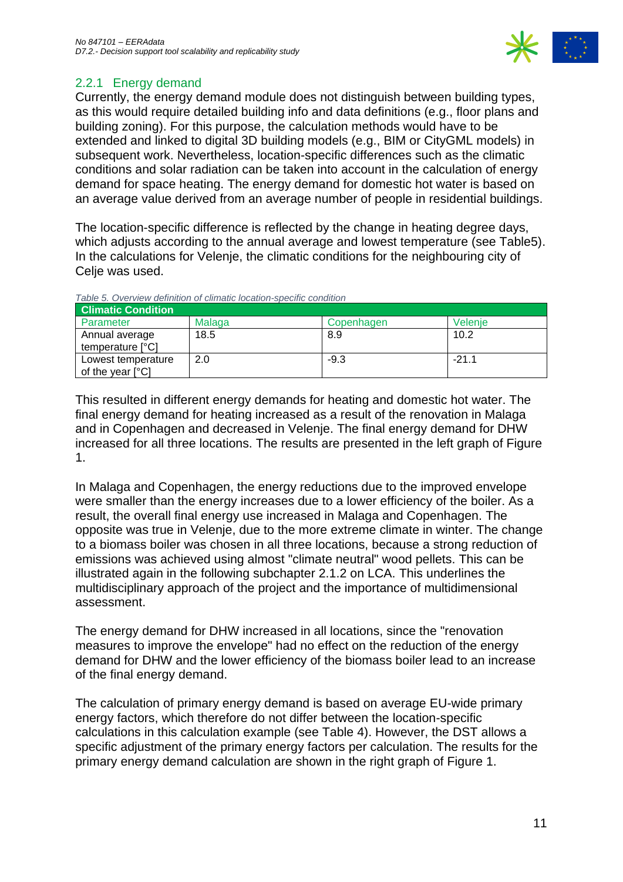### 2.2.1 Energy demand

Currently, the energy demand module does not distinguish between building types, as this would require detailed building info and data definitions (e.g., floor plans and building zoning). For this purpose, the calculation methods would have to be extended and linked to digital 3D building models (e.g., BIM or CityGML models) in subsequent work. Nevertheless, location-specific differences such as the climatic conditions and solar radiation can be taken into account in the calculation of energy demand for space heating. The energy demand for domestic hot water is based on an average value derived from an average number of people in residential buildings.

The location-specific difference is reflected by the change in heating degree days, which adjusts according to the annual average and lowest temperature (see Table5). In the calculations for Velenje, the climatic conditions for the neighbouring city of Celje was used.

*Table 5. Overview definition of climatic location-specific condition*

| Climatic Condition | | | |
|---|---|---|---|
| Parameter | Malaga | Copenhagen | Velenje |
| Annual average temperature [°C] | 18.5 | 8.9 | 10.2 |
| Lowest temperature of the year [°C] | 2.0 | -9.3 | -21.1 |

This resulted in different energy demands for heating and domestic hot water. The final energy demand for heating increased as a result of the renovation in Malaga and in Copenhagen and decreased in Velenje. The final energy demand for DHW increased for all three locations. The results are presented in the left graph of Figure 1.

In Malaga and Copenhagen, the energy reductions due to the improved envelope were smaller than the energy increases due to a lower efficiency of the boiler. As a result, the overall final energy use increased in Malaga and Copenhagen. The opposite was true in Velenje, due to the more extreme climate in winter. The change to a biomass boiler was chosen in all three locations, because a strong reduction of emissions was achieved using almost "climate neutral" wood pellets. This can be illustrated again in the following subchapter 2.1.2 on LCA. This underlines the multidisciplinary approach of the project and the importance of multidimensional assessment.

The energy demand for DHW increased in all locations, since the "renovation measures to improve the envelope" had no effect on the reduction of the energy demand for DHW and the lower efficiency of the biomass boiler lead to an increase of the final energy demand.

The calculation of primary energy demand is based on average EU-wide primary energy factors, which therefore do not differ between the location-specific calculations in this calculation example (see Table 4). However, the DST allows a specific adjustment of the primary energy factors per calculation. The results for the primary energy demand calculation are shown in the right graph of Figure 1.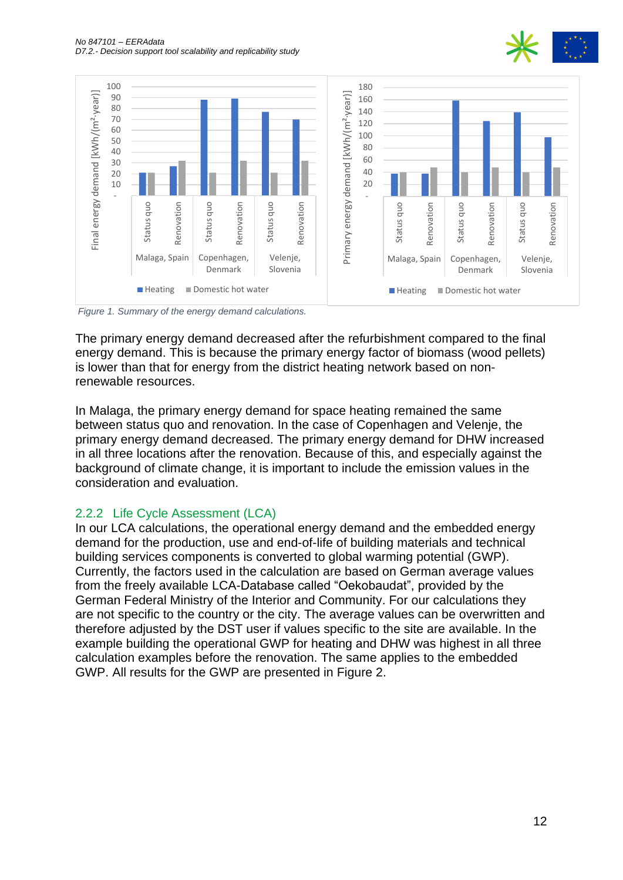*Figure 1. Summary of the energy demand calculations.*

The primary energy demand decreased after the refurbishment compared to the final energy demand. This is because the primary energy factor of biomass (wood pellets) is lower than that for energy from the district heating network based on non-renewable resources.

In Malaga, the primary energy demand for space heating remained the same between status quo and renovation. In the case of Copenhagen and Velenje, the primary energy demand decreased. The primary energy demand for DHW increased in all three locations after the renovation. Because of this, and especially against the background of climate change, it is important to include the emission values in the consideration and evaluation.

### 2.2.2 Life Cycle Assessment (LCA)

In our LCA calculations, the operational energy demand and the embedded energy demand for the production, use and end-of-life of building materials and technical building services components is converted to global warming potential (GWP). Currently, the factors used in the calculation are based on German average values from the freely available LCA-Database called "Oekobaudat", provided by the German Federal Ministry of the Interior and Community. For our calculations they are not specific to the country or the city. The average values can be overwritten and therefore adjusted by the DST user if values specific to the site are available. In the example building the operational GWP for heating and DHW was highest in all three calculation examples before the renovation. The same applies to the embedded GWP. All results for the GWP are presented in Figure 2.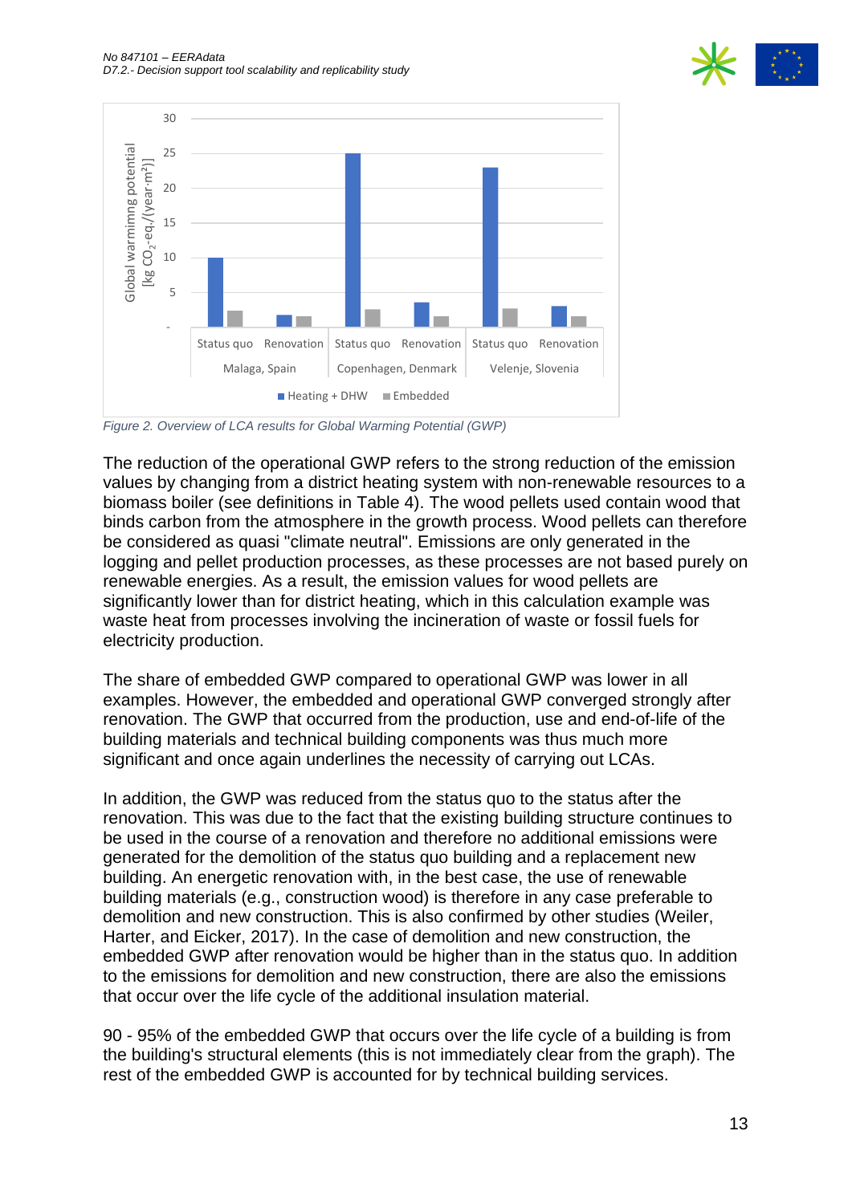Figure 2. Overview of LCA results for Global Warming Potential (GWP)

The reduction of the operational GWP refers to the strong reduction of the emission values by changing from a district heating system with non-renewable resources to a biomass boiler (see definitions in Table 4). The wood pellets used contain wood that binds carbon from the atmosphere in the growth process. Wood pellets can therefore be considered as quasi "climate neutral". Emissions are only generated in the logging and pellet production processes, as these processes are not based purely on renewable energies. As a result, the emission values for wood pellets are significantly lower than for district heating, which in this calculation example was waste heat from processes involving the incineration of waste or fossil fuels for electricity production.

The share of embedded GWP compared to operational GWP was lower in all examples. However, the embedded and operational GWP converged strongly after renovation. The GWP that occurred from the production, use and end-of-life of the building materials and technical building components was thus much more significant and once again underlines the necessity of carrying out LCAs.

In addition, the GWP was reduced from the status quo to the status after the renovation. This was due to the fact that the existing building structure continues to be used in the course of a renovation and therefore no additional emissions were generated for the demolition of the status quo building and a replacement new building. An energetic renovation with, in the best case, the use of renewable building materials (e.g., construction wood) is therefore in any case preferable to demolition and new construction. This is also confirmed by other studies (Weiler, Harter, and Eicker, 2017). In the case of demolition and new construction, the embedded GWP after renovation would be higher than in the status quo. In addition to the emissions for demolition and new construction, there are also the emissions that occur over the life cycle of the additional insulation material.

90 - 95% of the embedded GWP that occurs over the life cycle of a building is from the building's structural elements (this is not immediately clear from the graph). The rest of the embedded GWP is accounted for by technical building services.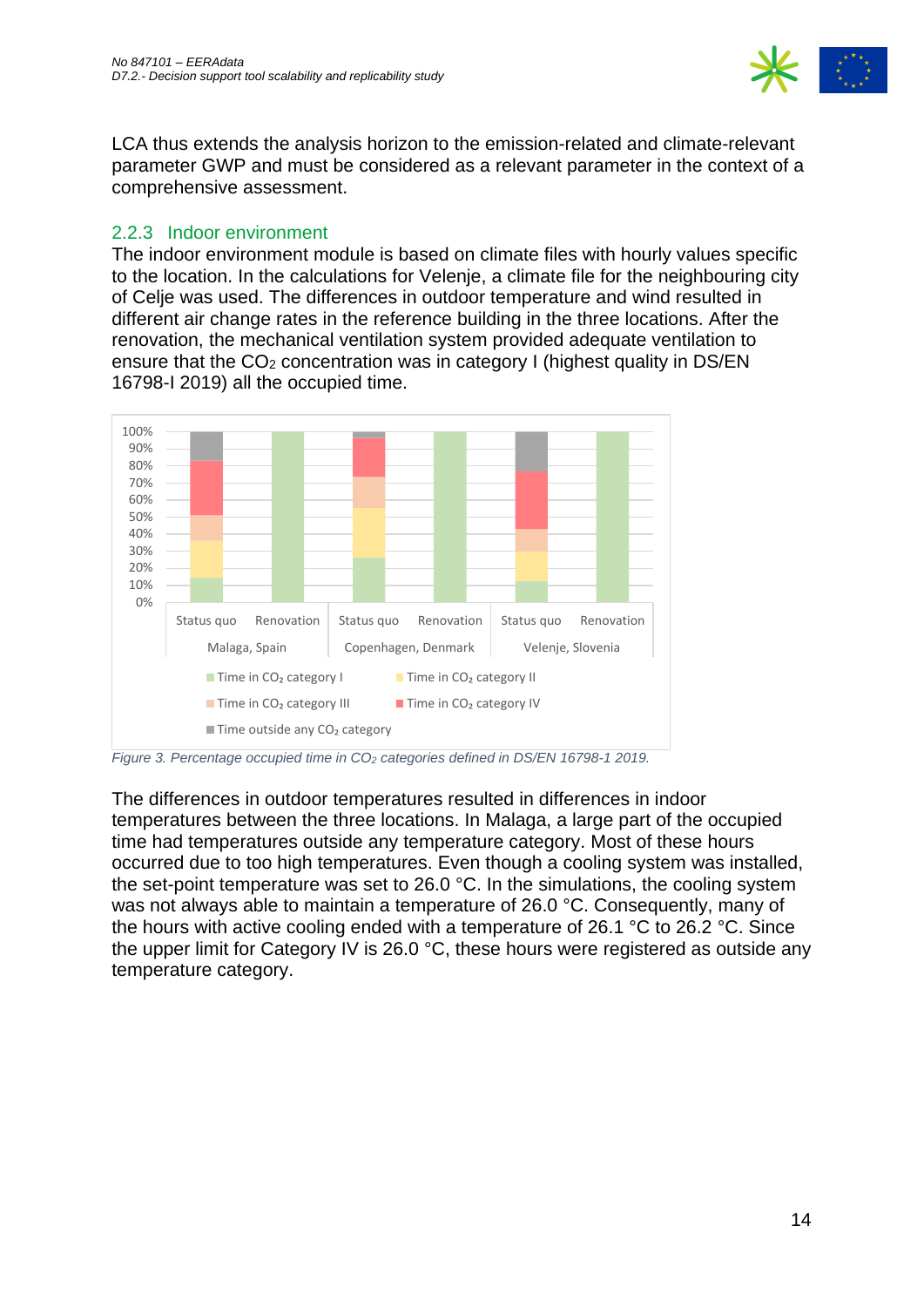LCA thus extends the analysis horizon to the emission-related and climate-relevant parameter GWP and must be considered as a relevant parameter in the context of a comprehensive assessment.

### 2.2.3 Indoor environment

The indoor environment module is based on climate files with hourly values specific to the location. In the calculations for Velenje, a climate file for the neighbouring city of Celje was used. The differences in outdoor temperature and wind resulted in different air change rates in the reference building in the three locations. After the renovation, the mechanical ventilation system provided adequate ventilation to ensure that the $CO_2$ concentration was in category I (highest quality in DS/EN 16798-I 2019) all the occupied time.

*Figure 3. Percentage occupied time in $CO_2$ categories defined in DS/EN 16798-1 2019.*

The differences in outdoor temperatures resulted in differences in indoor temperatures between the three locations. In Malaga, a large part of the occupied time had temperatures outside any temperature category. Most of these hours occurred due to too high temperatures. Even though a cooling system was installed, the set-point temperature was set to 26.0 °C. In the simulations, the cooling system was not always able to maintain a temperature of 26.0 °C. Consequently, many of the hours with active cooling ended with a temperature of 26.1 °C to 26.2 °C. Since the upper limit for Category IV is 26.0 °C, these hours were registered as outside any temperature category.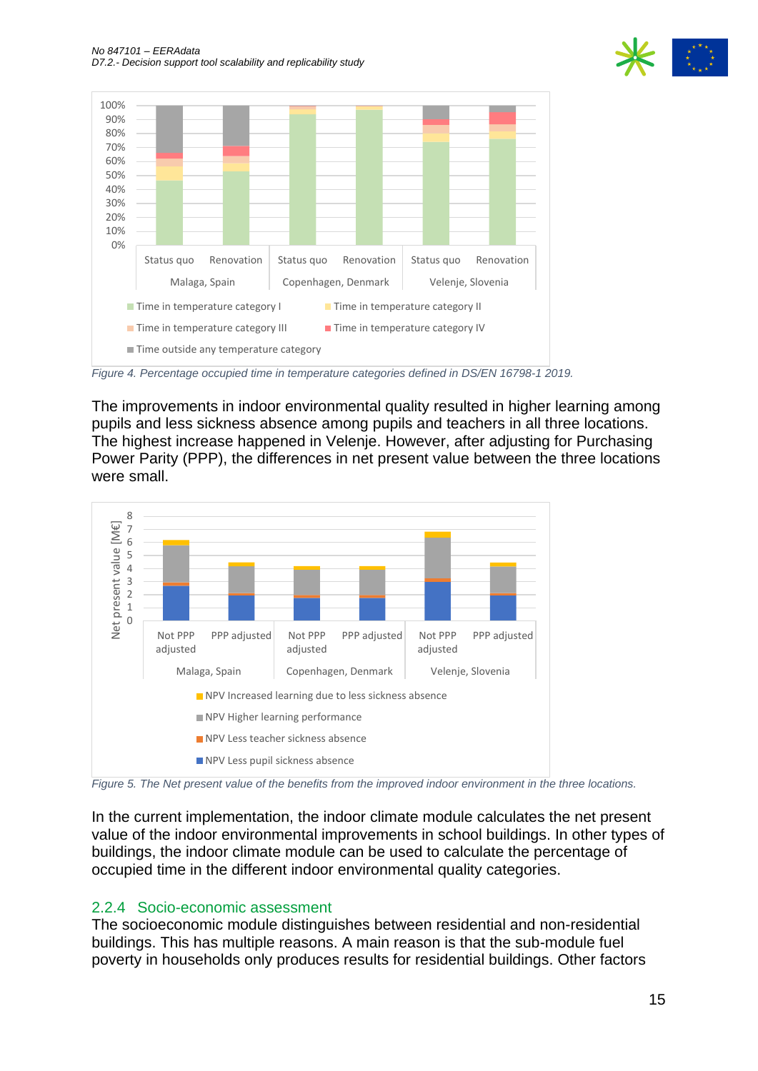Figure 4. Percentage occupied time in temperature categories defined in DS/EN 16798-1 2019.

The improvements in indoor environmental quality resulted in higher learning among pupils and less sickness absence among pupils and teachers in all three locations. The highest increase happened in Velenje. However, after adjusting for Purchasing Power Parity (PPP), the differences in net present value between the three locations were small.

Figure 5. The Net present value of the benefits from the improved indoor environment in the three locations.

In the current implementation, the indoor climate module calculates the net present value of the indoor environmental improvements in school buildings. In other types of buildings, the indoor climate module can be used to calculate the percentage of occupied time in the different indoor environmental quality categories.

### 2.2.4 Socio-economic assessment

The socioeconomic module distinguishes between residential and non-residential buildings. This has multiple reasons. A main reason is that the sub-module fuel poverty in households only produces results for residential buildings. Other factors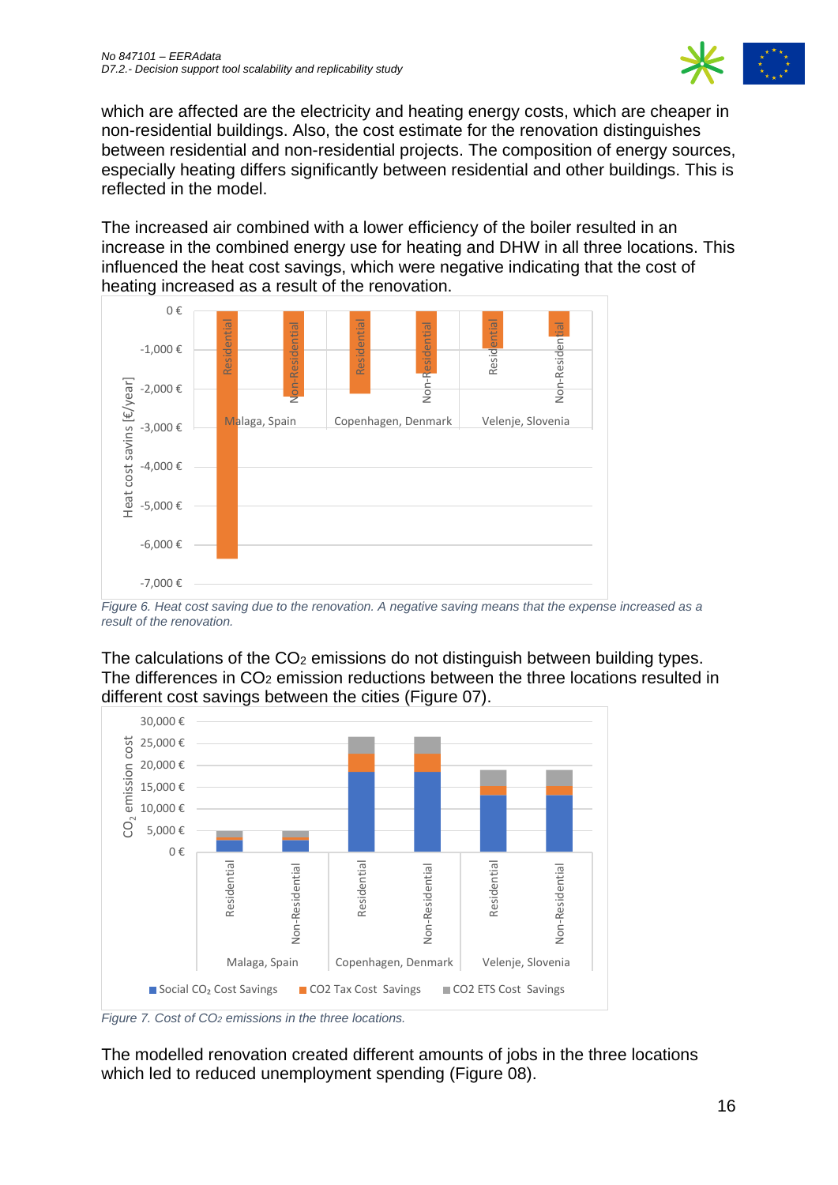which are affected are the electricity and heating energy costs, which are cheaper in non-residential buildings. Also, the cost estimate for the renovation distinguishes between residential and non-residential projects. The composition of energy sources, especially heating differs significantly between residential and other buildings. This is reflected in the model.

The increased air combined with a lower efficiency of the boiler resulted in an increase in the combined energy use for heating and DHW in all three locations. This influenced the heat cost savings, which were negative indicating that the cost of heating increased as a result of the renovation.

*Figure 6. Heat cost saving due to the renovation. A negative saving means that the expense increased as a result of the renovation.*

The calculations of the $CO_2$ emissions do not distinguish between building types. The differences in $CO_2$ emission reductions between the three locations resulted in different cost savings between the cities (Figure 07).

*Figure 7. Cost of $CO_2$ emissions in the three locations.*

The modelled renovation created different amounts of jobs in the three locations which led to reduced unemployment spending (Figure 08).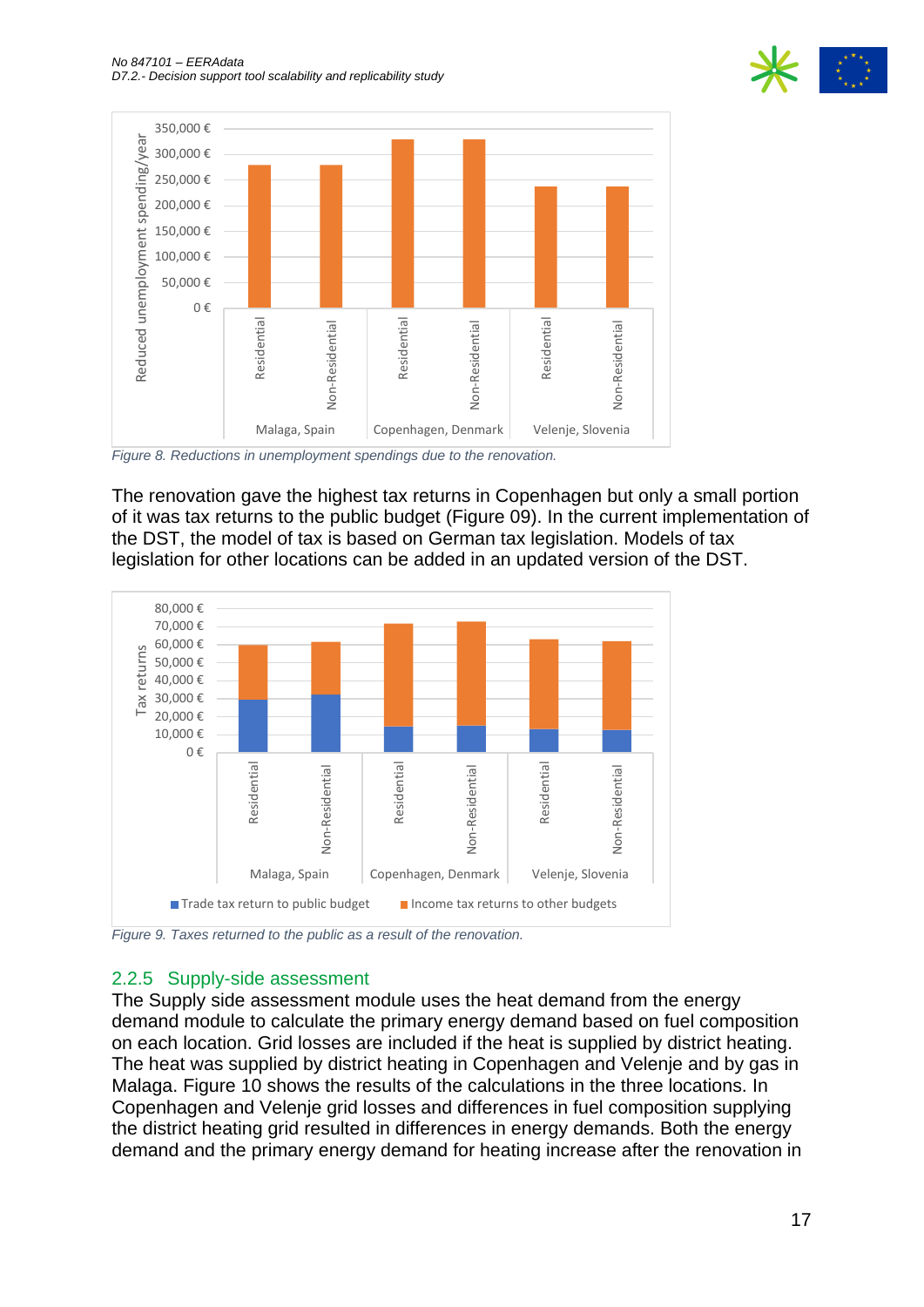Figure 8. Reductions in unemployment spendings due to the renovation.

The renovation gave the highest tax returns in Copenhagen but only a small portion of it was tax returns to the public budget (Figure 09). In the current implementation of the DST, the model of tax is based on German tax legislation. Models of tax legislation for other locations can be added in an updated version of the DST.

Figure 9. Taxes returned to the public as a result of the renovation.

### 2.2.5 Supply-side assessment

The Supply side assessment module uses the heat demand from the energy demand module to calculate the primary energy demand based on fuel composition on each location. Grid losses are included if the heat is supplied by district heating. The heat was supplied by district heating in Copenhagen and Velenje and by gas in Malaga. Figure 10 shows the results of the calculations in the three locations. In Copenhagen and Velenje grid losses and differences in fuel composition supplying the district heating grid resulted in differences in energy demands. Both the energy demand and the primary energy demand for heating increase after the renovation in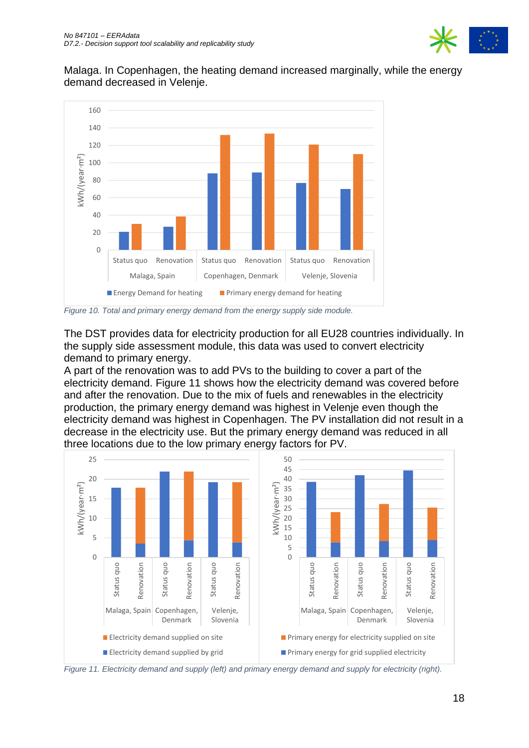Malaga. In Copenhagen, the heating demand increased marginally, while the energy demand decreased in Velenje.

*Figure 10. Total and primary energy demand from the energy supply side module.*

The DST provides data for electricity production for all EU28 countries individually. In the supply side assessment module, this data was used to convert electricity demand to primary energy.

A part of the renovation was to add PVs to the building to cover a part of the electricity demand. Figure 11 shows how the electricity demand was covered before and after the renovation. Due to the mix of fuels and renewables in the electricity production, the primary energy demand was highest in Velenje even though the electricity demand was highest in Copenhagen. The PV installation did not result in a decrease in the electricity use. But the primary energy demand was reduced in all three locations due to the low primary energy factors for PV.

*Figure 11. Electricity demand and supply (left) and primary energy demand and supply for electricity (right).*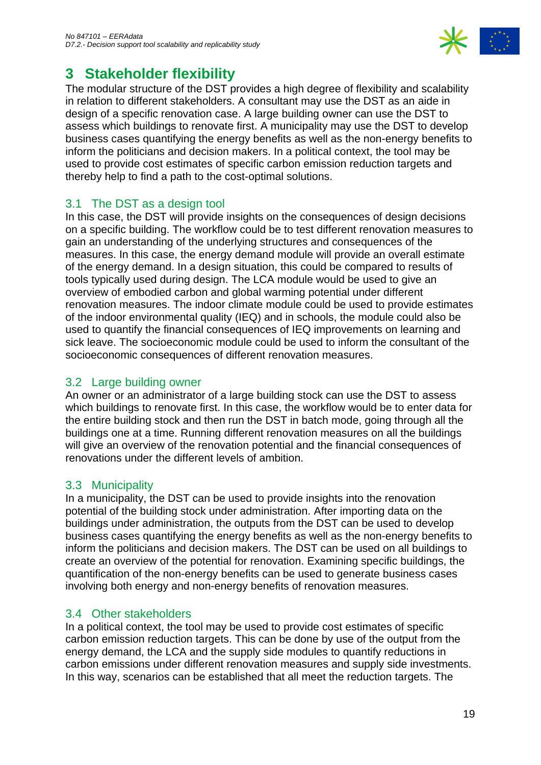# 3 Stakeholder flexibility

The modular structure of the DST provides a high degree of flexibility and scalability in relation to different stakeholders. A consultant may use the DST as an aide in design of a specific renovation case. A large building owner can use the DST to assess which buildings to renovate first. A municipality may use the DST to develop business cases quantifying the energy benefits as well as the non-energy benefits to inform the politicians and decision makers. In a political context, the tool may be used to provide cost estimates of specific carbon emission reduction targets and thereby help to find a path to the cost-optimal solutions.

## 3.1 The DST as a design tool

In this case, the DST will provide insights on the consequences of design decisions on a specific building. The workflow could be to test different renovation measures to gain an understanding of the underlying structures and consequences of the measures. In this case, the energy demand module will provide an overall estimate of the energy demand. In a design situation, this could be compared to results of tools typically used during design. The LCA module would be used to give an overview of embodied carbon and global warming potential under different renovation measures. The indoor climate module could be used to provide estimates of the indoor environmental quality (IEQ) and in schools, the module could also be used to quantify the financial consequences of IEQ improvements on learning and sick leave. The socioeconomic module could be used to inform the consultant of the socioeconomic consequences of different renovation measures.

## 3.2 Large building owner

An owner or an administrator of a large building stock can use the DST to assess which buildings to renovate first. In this case, the workflow would be to enter data for the entire building stock and then run the DST in batch mode, going through all the buildings one at a time. Running different renovation measures on all the buildings will give an overview of the renovation potential and the financial consequences of renovations under the different levels of ambition.

## 3.3 Municipality

In a municipality, the DST can be used to provide insights into the renovation potential of the building stock under administration. After importing data on the buildings under administration, the outputs from the DST can be used to develop business cases quantifying the energy benefits as well as the non-energy benefits to inform the politicians and decision makers. The DST can be used on all buildings to create an overview of the potential for renovation. Examining specific buildings, the quantification of the non-energy benefits can be used to generate business cases involving both energy and non-energy benefits of renovation measures.

## 3.4 Other stakeholders

In a political context, the tool may be used to provide cost estimates of specific carbon emission reduction targets. This can be done by use of the output from the energy demand, the LCA and the supply side modules to quantify reductions in carbon emissions under different renovation measures and supply side investments. In this way, scenarios can be established that all meet the reduction targets. The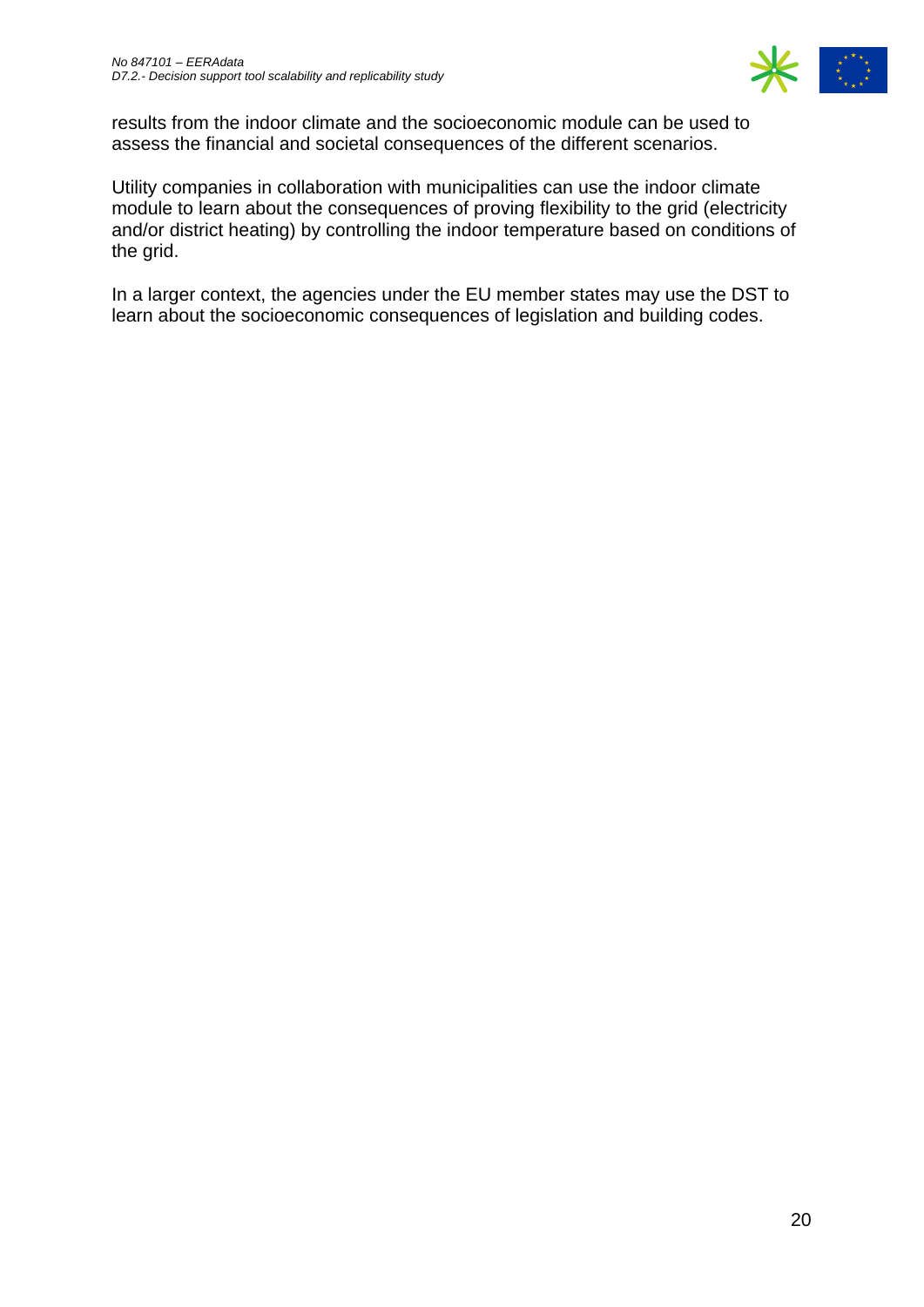results from the indoor climate and the socioeconomic module can be used to assess the financial and societal consequences of the different scenarios.

Utility companies in collaboration with municipalities can use the indoor climate module to learn about the consequences of proving flexibility to the grid (electricity and/or district heating) by controlling the indoor temperature based on conditions of the grid.

In a larger context, the agencies under the EU member states may use the DST to learn about the socioeconomic consequences of legislation and building codes.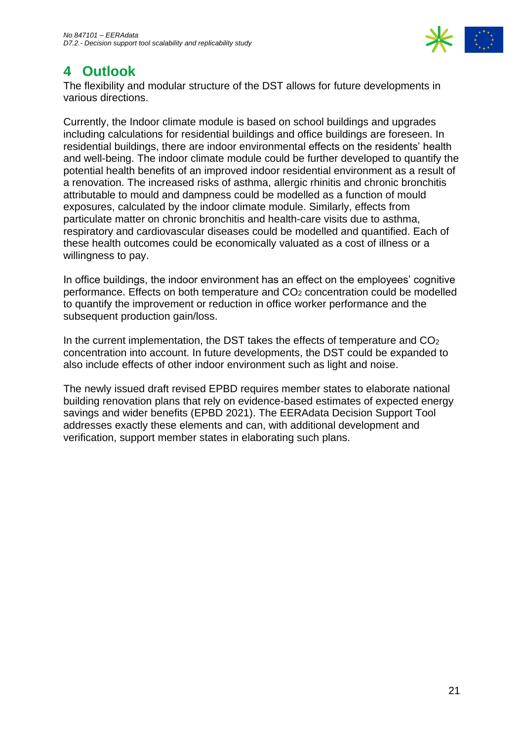# 4 Outlook

The flexibility and modular structure of the DST allows for future developments in various directions.

Currently, the Indoor climate module is based on school buildings and upgrades including calculations for residential buildings and office buildings are foreseen. In residential buildings, there are indoor environmental effects on the residents' health and well-being. The indoor climate module could be further developed to quantify the potential health benefits of an improved indoor residential environment as a result of a renovation. The increased risks of asthma, allergic rhinitis and chronic bronchitis attributable to mould and dampness could be modelled as a function of mould exposures, calculated by the indoor climate module. Similarly, effects from particulate matter on chronic bronchitis and health-care visits due to asthma, respiratory and cardiovascular diseases could be modelled and quantified. Each of these health outcomes could be economically valuated as a cost of illness or a willingness to pay.

In office buildings, the indoor environment has an effect on the employees' cognitive performance. Effects on both temperature and $CO_2$ concentration could be modelled to quantify the improvement or reduction in office worker performance and the subsequent production gain/loss.

In the current implementation, the DST takes the effects of temperature and $CO_2$ concentration into account. In future developments, the DST could be expanded to also include effects of other indoor environment such as light and noise.

The newly issued draft revised EPBD requires member states to elaborate national building renovation plans that rely on evidence-based estimates of expected energy savings and wider benefits (EPBD 2021). The EERAdata Decision Support Tool addresses exactly these elements and can, with additional development and verification, support member states in elaborating such plans.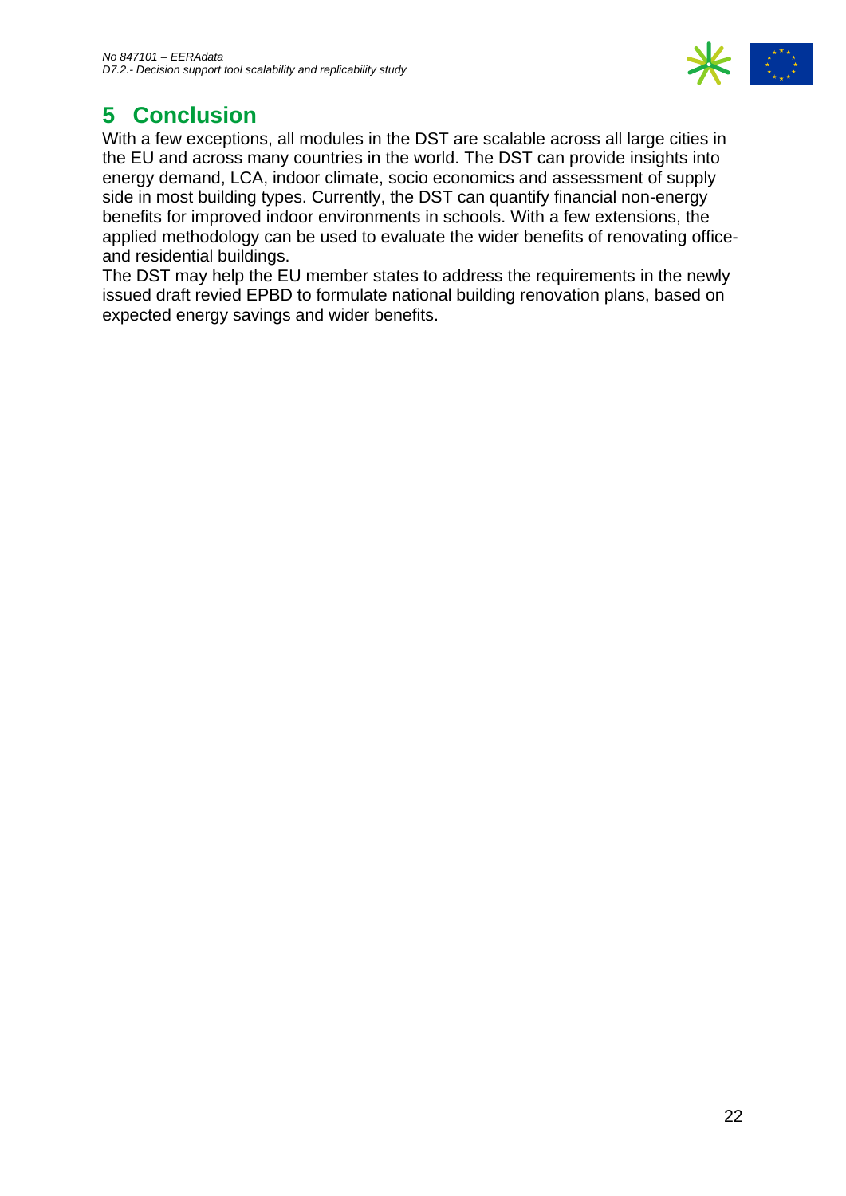# 5 Conclusion

With a few exceptions, all modules in the DST are scalable across all large cities in the EU and across many countries in the world. The DST can provide insights into energy demand, LCA, indoor climate, socio economics and assessment of supply side in most building types. Currently, the DST can quantify financial non-energy benefits for improved indoor environments in schools. With a few extensions, the applied methodology can be used to evaluate the wider benefits of renovating office- and residential buildings.

The DST may help the EU member states to address the requirements in the newly issued draft revied EPBD to formulate national building renovation plans, based on expected energy savings and wider benefits.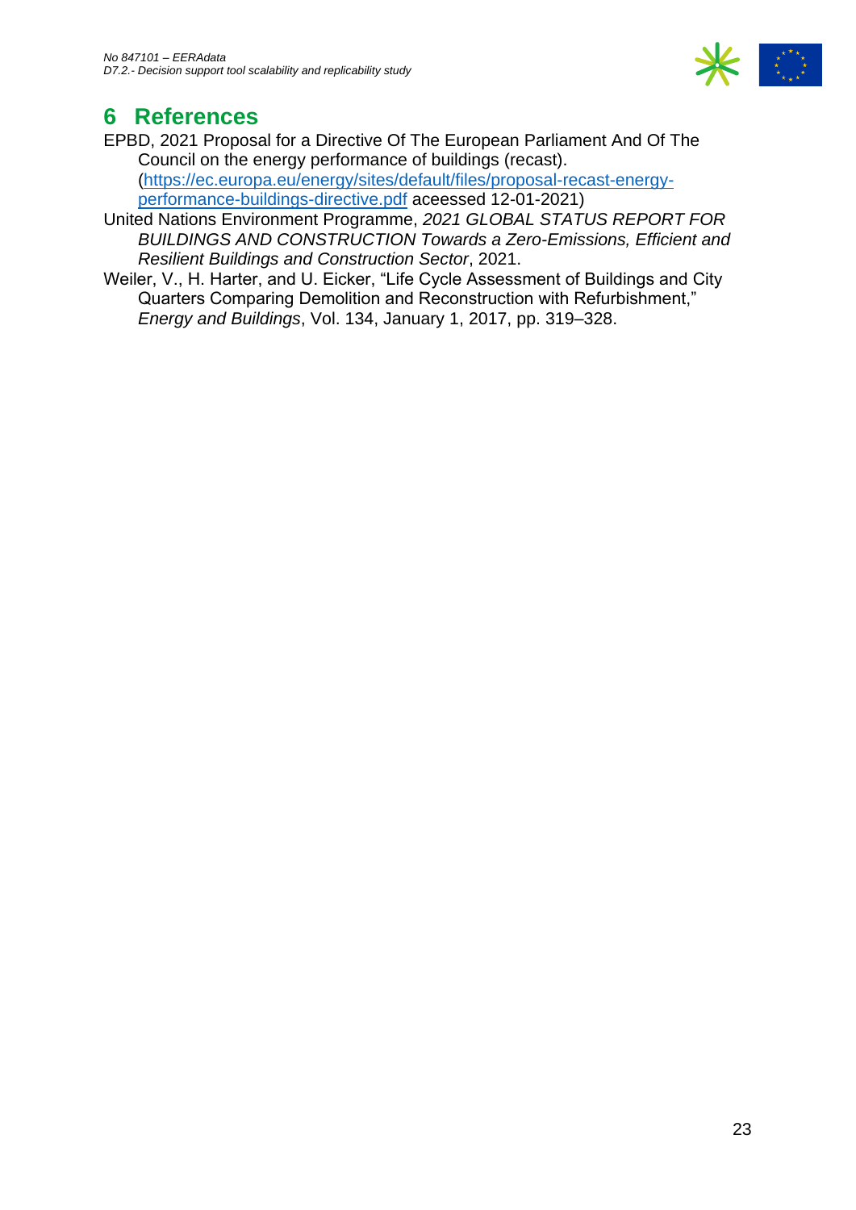# 6 References

EPBD, 2021 Proposal for a Directive Of The European Parliament And Of The Council on the energy performance of buildings (recast). (https://ec.europa.eu/energy/sites/default/files/proposal-recast-energy-performance-buildings-directive.pdf aceessed 12-01-2021)

United Nations Environment Programme, *2021 GLOBAL STATUS REPORT FOR BUILDINGS AND CONSTRUCTION Towards a Zero-Emissions, Efficient and Resilient Buildings and Construction Sector*, 2021.

Weiler, V., H. Harter, and U. Eicker, "Life Cycle Assessment of Buildings and City Quarters Comparing Demolition and Reconstruction with Refurbishment," *Energy and Buildings*, Vol. 134, January 1, 2017, pp. 319–328.